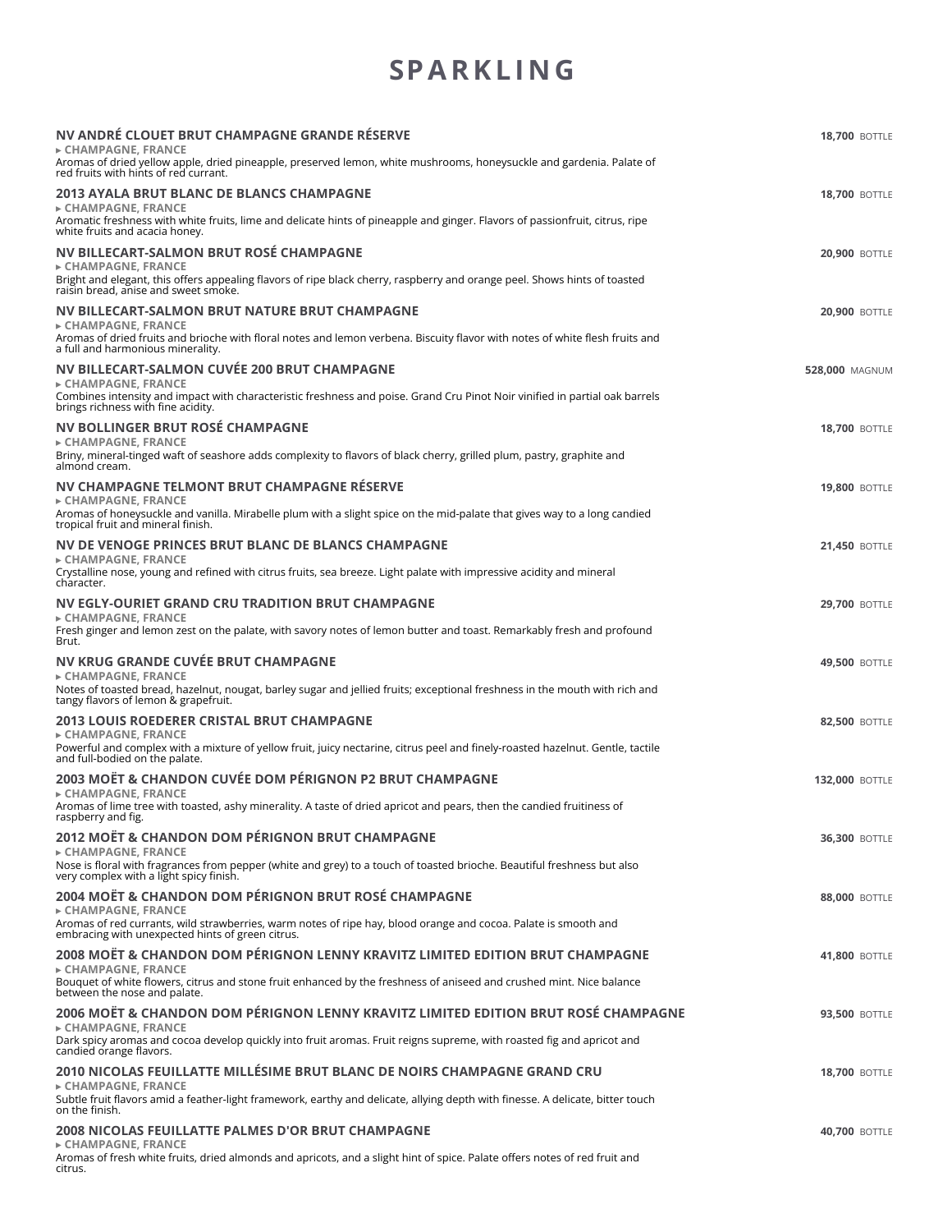# SPARKLING

**NV ANDRÉ CLOUET BRUT CHAMPAGNE GRANDE RÉSERVE** — **18,700** BOTTLE
▸ **CHAMPAGNE, FRANCE**
Aromas of dried yellow apple, dried pineapple, preserved lemon, white mushrooms, honeysuckle and gardenia. Palate of red fruits with hints of red currant.

**2013 AYALA BRUT BLANC DE BLANCS CHAMPAGNE** — **18,700** BOTTLE
▸ **CHAMPAGNE, FRANCE**
Aromatic freshness with white fruits, lime and delicate hints of pineapple and ginger. Flavors of passionfruit, citrus, ripe white fruits and acacia honey.

**NV BILLECART-SALMON BRUT ROSÉ CHAMPAGNE** — **20,900** BOTTLE
▸ **CHAMPAGNE, FRANCE**
Bright and elegant, this offers appealing flavors of ripe black cherry, raspberry and orange peel. Shows hints of toasted raisin bread, anise and sweet smoke.

**NV BILLECART-SALMON BRUT NATURE BRUT CHAMPAGNE** — **20,900** BOTTLE
▸ **CHAMPAGNE, FRANCE**
Aromas of dried fruits and brioche with floral notes and lemon verbena. Biscuity flavor with notes of white flesh fruits and a full and harmonious minerality.

**NV BILLECART-SALMON CUVÉE 200 BRUT CHAMPAGNE** — **528,000** MAGNUM
▸ **CHAMPAGNE, FRANCE**
Combines intensity and impact with characteristic freshness and poise. Grand Cru Pinot Noir vinified in partial oak barrels brings richness with fine acidity.

**NV BOLLINGER BRUT ROSÉ CHAMPAGNE** — **18,700** BOTTLE
▸ **CHAMPAGNE, FRANCE**
Briny, mineral-tinged waft of seashore adds complexity to flavors of black cherry, grilled plum, pastry, graphite and almond cream.

**NV CHAMPAGNE TELMONT BRUT CHAMPAGNE RÉSERVE** — **19,800** BOTTLE
▸ **CHAMPAGNE, FRANCE**
Aromas of honeysuckle and vanilla. Mirabelle plum with a slight spice on the mid-palate that gives way to a long candied tropical fruit and mineral finish.

**NV DE VENOGE PRINCES BRUT BLANC DE BLANCS CHAMPAGNE** — **21,450** BOTTLE
▸ **CHAMPAGNE, FRANCE**
Crystalline nose, young and refined with citrus fruits, sea breeze. Light palate with impressive acidity and mineral character.

**NV EGLY-OURIET GRAND CRU TRADITION BRUT CHAMPAGNE** — **29,700** BOTTLE
▸ **CHAMPAGNE, FRANCE**
Fresh ginger and lemon zest on the palate, with savory notes of lemon butter and toast. Remarkably fresh and profound Brut.

**NV KRUG GRANDE CUVÉE BRUT CHAMPAGNE** — **49,500** BOTTLE
▸ **CHAMPAGNE, FRANCE**
Notes of toasted bread, hazelnut, nougat, barley sugar and jellied fruits; exceptional freshness in the mouth with rich and tangy flavors of lemon & grapefruit.

**2013 LOUIS ROEDERER CRISTAL BRUT CHAMPAGNE** — **82,500** BOTTLE
▸ **CHAMPAGNE, FRANCE**
Powerful and complex with a mixture of yellow fruit, juicy nectarine, citrus peel and finely-roasted hazelnut. Gentle, tactile and full-bodied on the palate.

**2003 MOËT & CHANDON CUVÉE DOM PÉRIGNON P2 BRUT CHAMPAGNE** — **132,000** BOTTLE
▸ **CHAMPAGNE, FRANCE**
Aromas of lime tree with toasted, ashy minerality. A taste of dried apricot and pears, then the candied fruitiness of raspberry and fig.

**2012 MOËT & CHANDON DOM PÉRIGNON BRUT CHAMPAGNE** — **36,300** BOTTLE
▸ **CHAMPAGNE, FRANCE**
Nose is floral with fragrances from pepper (white and grey) to a touch of toasted brioche. Beautiful freshness but also very complex with a light spicy finish.

**2004 MOËT & CHANDON DOM PÉRIGNON BRUT ROSÉ CHAMPAGNE** — **88,000** BOTTLE
▸ **CHAMPAGNE, FRANCE**
Aromas of red currants, wild strawberries, warm notes of ripe hay, blood orange and cocoa. Palate is smooth and embracing with unexpected hints of green citrus.

**2008 MOËT & CHANDON DOM PÉRIGNON LENNY KRAVITZ LIMITED EDITION BRUT CHAMPAGNE** — **41,800** BOTTLE
▸ **CHAMPAGNE, FRANCE**
Bouquet of white flowers, citrus and stone fruit enhanced by the freshness of aniseed and crushed mint. Nice balance between the nose and palate.

**2006 MOËT & CHANDON DOM PÉRIGNON LENNY KRAVITZ LIMITED EDITION BRUT ROSÉ CHAMPAGNE** — **93,500** BOTTLE
▸ **CHAMPAGNE, FRANCE**
Dark spicy aromas and cocoa develop quickly into fruit aromas. Fruit reigns supreme, with roasted fig and apricot and candied orange flavors.

**2010 NICOLAS FEUILLATTE MILLÉSIME BRUT BLANC DE NOIRS CHAMPAGNE GRAND CRU** — **18,700** BOTTLE
▸ **CHAMPAGNE, FRANCE**
Subtle fruit flavors amid a feather-light framework, earthy and delicate, allying depth with finesse. A delicate, bitter touch on the finish.

**2008 NICOLAS FEUILLATTE PALMES D'OR BRUT CHAMPAGNE** — **40,700** BOTTLE
▸ **CHAMPAGNE, FRANCE**
Aromas of fresh white fruits, dried almonds and apricots, and a slight hint of spice. Palate offers notes of red fruit and citrus.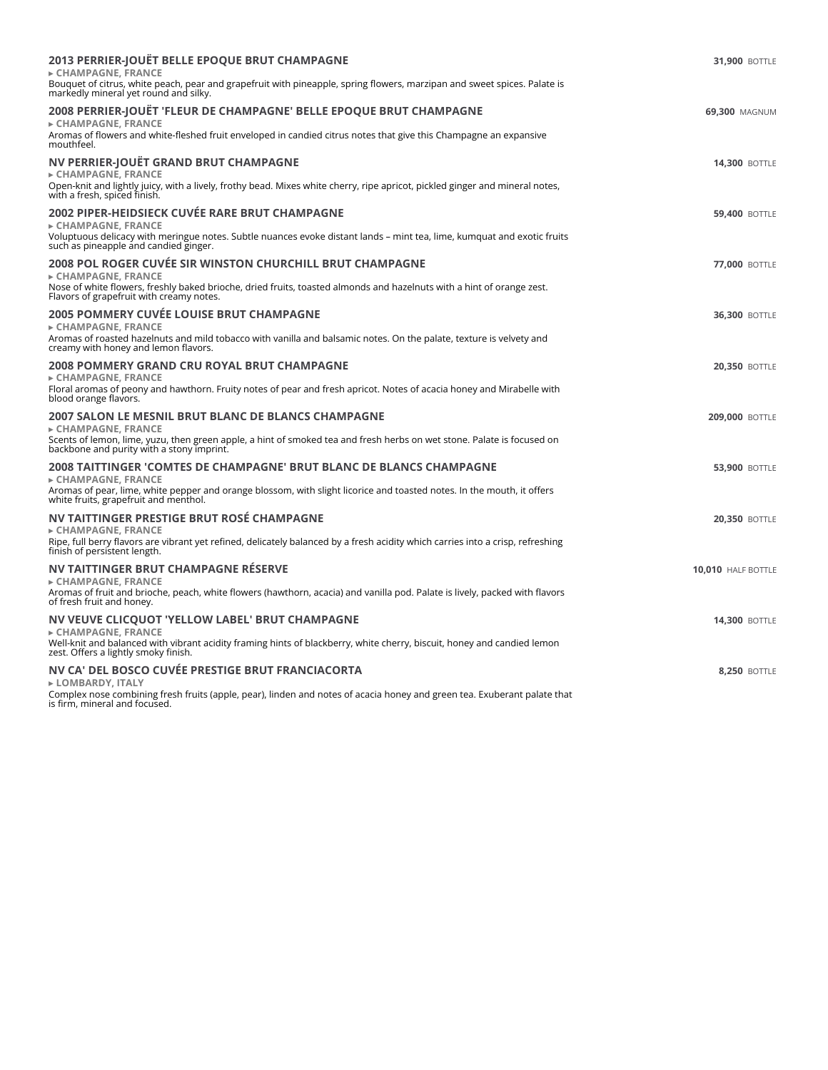**2013 PERRIER-JOUËT BELLE EPOQUE BRUT CHAMPAGNE** — **31,900** BOTTLE
▸ CHAMPAGNE, FRANCE
Bouquet of citrus, white peach, pear and grapefruit with pineapple, spring flowers, marzipan and sweet spices. Palate is markedly mineral yet round and silky.

**2008 PERRIER-JOUËT 'FLEUR DE CHAMPAGNE' BELLE EPOQUE BRUT CHAMPAGNE** — **69,300** MAGNUM
▸ CHAMPAGNE, FRANCE
Aromas of flowers and white-fleshed fruit enveloped in candied citrus notes that give this Champagne an expansive mouthfeel.

**NV PERRIER-JOUËT GRAND BRUT CHAMPAGNE** — **14,300** BOTTLE
▸ CHAMPAGNE, FRANCE
Open-knit and lightly juicy, with a lively, frothy bead. Mixes white cherry, ripe apricot, pickled ginger and mineral notes, with a fresh, spiced finish.

**2002 PIPER-HEIDSIECK CUVÉE RARE BRUT CHAMPAGNE** — **59,400** BOTTLE
▸ CHAMPAGNE, FRANCE
Voluptuous delicacy with meringue notes. Subtle nuances evoke distant lands – mint tea, lime, kumquat and exotic fruits such as pineapple and candied ginger.

**2008 POL ROGER CUVÉE SIR WINSTON CHURCHILL BRUT CHAMPAGNE** — **77,000** BOTTLE
▸ CHAMPAGNE, FRANCE
Nose of white flowers, freshly baked brioche, dried fruits, toasted almonds and hazelnuts with a hint of orange zest. Flavors of grapefruit with creamy notes.

**2005 POMMERY CUVÉE LOUISE BRUT CHAMPAGNE** — **36,300** BOTTLE
▸ CHAMPAGNE, FRANCE
Aromas of roasted hazelnuts and mild tobacco with vanilla and balsamic notes. On the palate, texture is velvety and creamy with honey and lemon flavors.

**2008 POMMERY GRAND CRU ROYAL BRUT CHAMPAGNE** — **20,350** BOTTLE
▸ CHAMPAGNE, FRANCE
Floral aromas of peony and hawthorn. Fruity notes of pear and fresh apricot. Notes of acacia honey and Mirabelle with blood orange flavors.

**2007 SALON LE MESNIL BRUT BLANC DE BLANCS CHAMPAGNE** — **209,000** BOTTLE
▸ CHAMPAGNE, FRANCE
Scents of lemon, lime, yuzu, then green apple, a hint of smoked tea and fresh herbs on wet stone. Palate is focused on backbone and purity with a stony imprint.

**2008 TAITTINGER 'COMTES DE CHAMPAGNE' BRUT BLANC DE BLANCS CHAMPAGNE** — **53,900** BOTTLE
▸ CHAMPAGNE, FRANCE
Aromas of pear, lime, white pepper and orange blossom, with slight licorice and toasted notes. In the mouth, it offers white fruits, grapefruit and menthol.

**NV TAITTINGER PRESTIGE BRUT ROSÉ CHAMPAGNE** — **20,350** BOTTLE
▸ CHAMPAGNE, FRANCE
Ripe, full berry flavors are vibrant yet refined, delicately balanced by a fresh acidity which carries into a crisp, refreshing finish of persistent length.

**NV TAITTINGER BRUT CHAMPAGNE RÉSERVE** — **10,010** HALF BOTTLE
▸ CHAMPAGNE, FRANCE
Aromas of fruit and brioche, peach, white flowers (hawthorn, acacia) and vanilla pod. Palate is lively, packed with flavors of fresh fruit and honey.

**NV VEUVE CLICQUOT 'YELLOW LABEL' BRUT CHAMPAGNE** — **14,300** BOTTLE
▸ CHAMPAGNE, FRANCE
Well-knit and balanced with vibrant acidity framing hints of blackberry, white cherry, biscuit, honey and candied lemon zest. Offers a lightly smoky finish.

**NV CA' DEL BOSCO CUVÉE PRESTIGE BRUT FRANCIACORTA** — **8,250** BOTTLE
▸ LOMBARDY, ITALY
Complex nose combining fresh fruits (apple, pear), linden and notes of acacia honey and green tea. Exuberant palate that is firm, mineral and focused.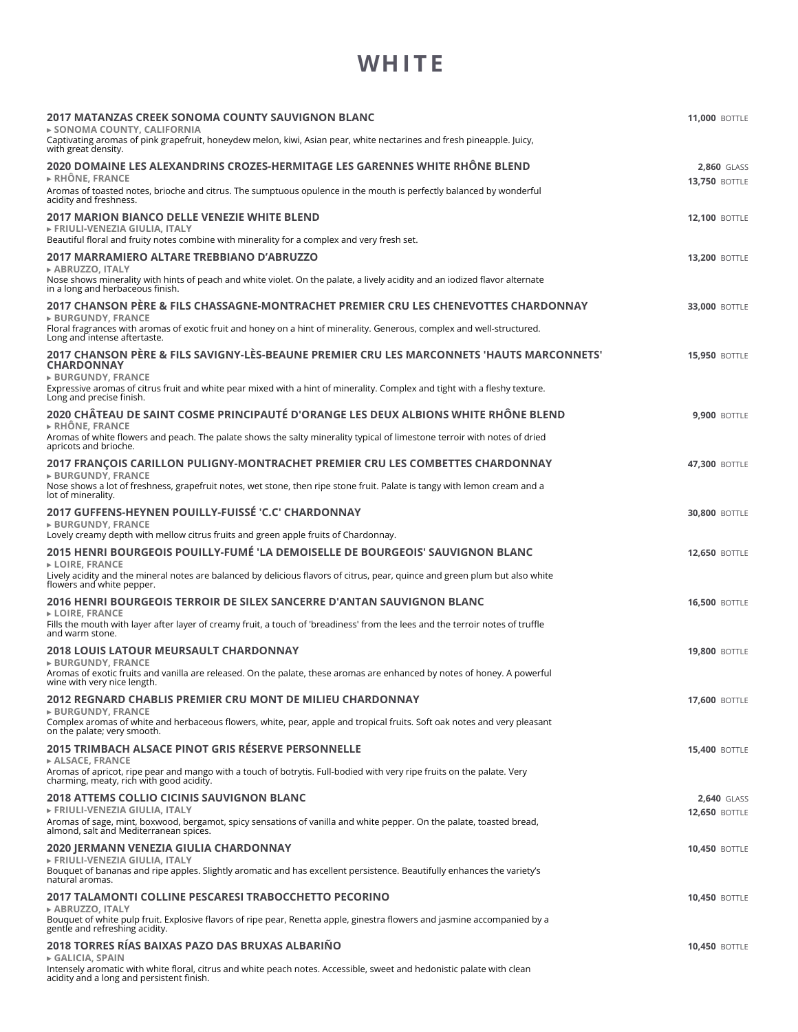# WHITE

**2017 MATANZAS CREEK SONOMA COUNTY SAUVIGNON BLANC** — **11,000** BOTTLE
▸ SONOMA COUNTY, CALIFORNIA
Captivating aromas of pink grapefruit, honeydew melon, kiwi, Asian pear, white nectarines and fresh pineapple. Juicy, with great density.

**2020 DOMAINE LES ALEXANDRINS CROZES-HERMITAGE LES GARENNES WHITE RHÔNE BLEND** — **2,860** GLASS / **13,750** BOTTLE
▸ RHÔNE, FRANCE
Aromas of toasted notes, brioche and citrus. The sumptuous opulence in the mouth is perfectly balanced by wonderful acidity and freshness.

**2017 MARION BIANCO DELLE VENEZIE WHITE BLEND** — **12,100** BOTTLE
▸ FRIULI-VENEZIA GIULIA, ITALY
Beautiful floral and fruity notes combine with minerality for a complex and very fresh set.

**2017 MARRAMIERO ALTARE TREBBIANO D'ABRUZZO** — **13,200** BOTTLE
▸ ABRUZZO, ITALY
Nose shows minerality with hints of peach and white violet. On the palate, a lively acidity and an iodized flavor alternate in a long and herbaceous finish.

**2017 CHANSON PÈRE & FILS CHASSAGNE-MONTRACHET PREMIER CRU LES CHENEVOTTES CHARDONNAY** — **33,000** BOTTLE
▸ BURGUNDY, FRANCE
Floral fragrances with aromas of exotic fruit and honey on a hint of minerality. Generous, complex and well-structured. Long and intense aftertaste.

**2017 CHANSON PÈRE & FILS SAVIGNY-LÈS-BEAUNE PREMIER CRU LES MARCONNETS 'HAUTS MARCONNETS' CHARDONNAY** — **15,950** BOTTLE
▸ BURGUNDY, FRANCE
Expressive aromas of citrus fruit and white pear mixed with a hint of minerality. Complex and tight with a fleshy texture. Long and precise finish.

**2020 CHÂTEAU DE SAINT COSME PRINCIPAUTÉ D'ORANGE LES DEUX ALBIONS WHITE RHÔNE BLEND** — **9,900** BOTTLE
▸ RHÔNE, FRANCE
Aromas of white flowers and peach. The palate shows the salty minerality typical of limestone terroir with notes of dried apricots and brioche.

**2017 FRANÇOIS CARILLON PULIGNY-MONTRACHET PREMIER CRU LES COMBETTES CHARDONNAY** — **47,300** BOTTLE
▸ BURGUNDY, FRANCE
Nose shows a lot of freshness, grapefruit notes, wet stone, then ripe stone fruit. Palate is tangy with lemon cream and a lot of minerality.

**2017 GUFFENS-HEYNEN POUILLY-FUISSÉ 'C.C' CHARDONNAY** — **30,800** BOTTLE
▸ BURGUNDY, FRANCE
Lovely creamy depth with mellow citrus fruits and green apple fruits of Chardonnay.

**2015 HENRI BOURGEOIS POUILLY-FUMÉ 'LA DEMOISELLE DE BOURGEOIS' SAUVIGNON BLANC** — **12,650** BOTTLE
▸ LOIRE, FRANCE
Lively acidity and the mineral notes are balanced by delicious flavors of citrus, pear, quince and green plum but also white flowers and white pepper.

**2016 HENRI BOURGEOIS TERROIR DE SILEX SANCERRE D'ANTAN SAUVIGNON BLANC** — **16,500** BOTTLE
▸ LOIRE, FRANCE
Fills the mouth with layer after layer of creamy fruit, a touch of 'breadiness' from the lees and the terroir notes of truffle and warm stone.

**2018 LOUIS LATOUR MEURSAULT CHARDONNAY** — **19,800** BOTTLE
▸ BURGUNDY, FRANCE
Aromas of exotic fruits and vanilla are released. On the palate, these aromas are enhanced by notes of honey. A powerful wine with very nice length.

**2012 REGNARD CHABLIS PREMIER CRU MONT DE MILIEU CHARDONNAY** — **17,600** BOTTLE
▸ BURGUNDY, FRANCE
Complex aromas of white and herbaceous flowers, white, pear, apple and tropical fruits. Soft oak notes and very pleasant on the palate; very smooth.

**2015 TRIMBACH ALSACE PINOT GRIS RÉSERVE PERSONNELLE** — **15,400** BOTTLE
▸ ALSACE, FRANCE
Aromas of apricot, ripe pear and mango with a touch of botrytis. Full-bodied with very ripe fruits on the palate. Very charming, meaty, rich with good acidity.

**2018 ATTEMS COLLIO CICINIS SAUVIGNON BLANC** — **2,640** GLASS / **12,650** BOTTLE
▸ FRIULI-VENEZIA GIULIA, ITALY
Aromas of sage, mint, boxwood, bergamot, spicy sensations of vanilla and white pepper. On the palate, toasted bread, almond, salt and Mediterranean spices.

**2020 JERMANN VENEZIA GIULIA CHARDONNAY** — **10,450** BOTTLE
▸ FRIULI-VENEZIA GIULIA, ITALY
Bouquet of bananas and ripe apples. Slightly aromatic and has excellent persistence. Beautifully enhances the variety's natural aromas.

**2017 TALAMONTI COLLINE PESCARESI TRABOCCHETTO PECORINO** — **10,450** BOTTLE
▸ ABRUZZO, ITALY
Bouquet of white pulp fruit. Explosive flavors of ripe pear, Renetta apple, ginestra flowers and jasmine accompanied by a gentle and refreshing acidity.

**2018 TORRES RÍAS BAIXAS PAZO DAS BRUXAS ALBARIÑO** — **10,450** BOTTLE
▸ GALICIA, SPAIN
Intensely aromatic with white floral, citrus and white peach notes. Accessible, sweet and hedonistic palate with clean acidity and a long and persistent finish.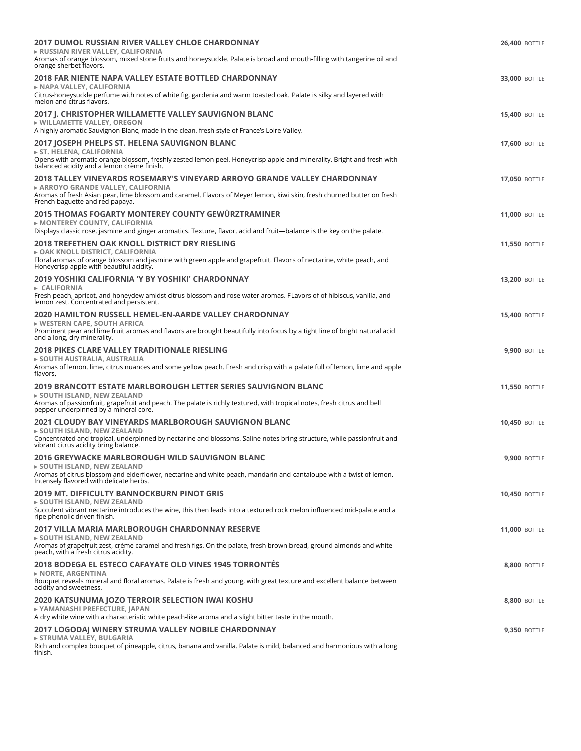**2017 DUMOL RUSSIAN RIVER VALLEY CHLOE CHARDONNAY** — **26,400** BOTTLE
▸ **RUSSIAN RIVER VALLEY, CALIFORNIA**
Aromas of orange blossom, mixed stone fruits and honeysuckle. Palate is broad and mouth-filling with tangerine oil and orange sherbet flavors.

**2018 FAR NIENTE NAPA VALLEY ESTATE BOTTLED CHARDONNAY** — **33,000** BOTTLE
▸ **NAPA VALLEY, CALIFORNIA**
Citrus-honeysuckle perfume with notes of white fig, gardenia and warm toasted oak. Palate is silky and layered with melon and citrus flavors.

**2017 J. CHRISTOPHER WILLAMETTE VALLEY SAUVIGNON BLANC** — **15,400** BOTTLE
▸ **WILLAMETTE VALLEY, OREGON**
A highly aromatic Sauvignon Blanc, made in the clean, fresh style of France's Loire Valley.

**2017 JOSEPH PHELPS ST. HELENA SAUVIGNON BLANC** — **17,600** BOTTLE
▸ **ST. HELENA, CALIFORNIA**
Opens with aromatic orange blossom, freshly zested lemon peel, Honeycrisp apple and minerality. Bright and fresh with balanced acidity and a lemon crème finish.

**2018 TALLEY VINEYARDS ROSEMARY'S VINEYARD ARROYO GRANDE VALLEY CHARDONNAY** — **17,050** BOTTLE
▸ **ARROYO GRANDE VALLEY, CALIFORNIA**
Aromas of fresh Asian pear, lime blossom and caramel. Flavors of Meyer lemon, kiwi skin, fresh churned butter on fresh French baguette and red papaya.

**2015 THOMAS FOGARTY MONTEREY COUNTY GEWÜRZTRAMINER** — **11,000** BOTTLE
▸ **MONTEREY COUNTY, CALIFORNIA**
Displays classic rose, jasmine and ginger aromatics. Texture, flavor, acid and fruit—balance is the key on the palate.

**2018 TREFETHEN OAK KNOLL DISTRICT DRY RIESLING** — **11,550** BOTTLE
▸ **OAK KNOLL DISTRICT, CALIFORNIA**
Floral aromas of orange blossom and jasmine with green apple and grapefruit. Flavors of nectarine, white peach, and Honeycrisp apple with beautiful acidity.

**2019 YOSHIKI CALIFORNIA 'Y BY YOSHIKI' CHARDONNAY** — **13,200** BOTTLE
▸ **CALIFORNIA**
Fresh peach, apricot, and honeydew amidst citrus blossom and rose water aromas. FLavors of of hibiscus, vanilla, and lemon zest. Concentrated and persistent.

**2020 HAMILTON RUSSELL HEMEL-EN-AARDE VALLEY CHARDONNAY** — **15,400** BOTTLE
▸ **WESTERN CAPE, SOUTH AFRICA**
Prominent pear and lime fruit aromas and flavors are brought beautifully into focus by a tight line of bright natural acid and a long, dry minerality.

**2018 PIKES CLARE VALLEY TRADITIONALE RIESLING** — **9,900** BOTTLE
▸ **SOUTH AUSTRALIA, AUSTRALIA**
Aromas of lemon, lime, citrus nuances and some yellow peach. Fresh and crisp with a palate full of lemon, lime and apple flavors.

**2019 BRANCOTT ESTATE MARLBOROUGH LETTER SERIES SAUVIGNON BLANC** — **11,550** BOTTLE
▸ **SOUTH ISLAND, NEW ZEALAND**
Aromas of passionfruit, grapefruit and peach. The palate is richly textured, with tropical notes, fresh citrus and bell pepper underpinned by a mineral core.

**2021 CLOUDY BAY VINEYARDS MARLBOROUGH SAUVIGNON BLANC** — **10,450** BOTTLE
▸ **SOUTH ISLAND, NEW ZEALAND**
Concentrated and tropical, underpinned by nectarine and blossoms. Saline notes bring structure, while passionfruit and vibrant citrus acidity bring balance.

**2016 GREYWACKE MARLBOROUGH WILD SAUVIGNON BLANC** — **9,900** BOTTLE
▸ **SOUTH ISLAND, NEW ZEALAND**
Aromas of citrus blossom and elderflower, nectarine and white peach, mandarin and cantaloupe with a twist of lemon. Intensely flavored with delicate herbs.

**2019 MT. DIFFICULTY BANNOCKBURN PINOT GRIS** — **10,450** BOTTLE
▸ **SOUTH ISLAND, NEW ZEALAND**
Succulent vibrant nectarine introduces the wine, this then leads into a textured rock melon influenced mid-palate and a ripe phenolic driven finish.

**2017 VILLA MARIA MARLBOROUGH CHARDONNAY RESERVE** — **11,000** BOTTLE
▸ **SOUTH ISLAND, NEW ZEALAND**
Aromas of grapefruit zest, crème caramel and fresh figs. On the palate, fresh brown bread, ground almonds and white peach, with a fresh citrus acidity.

**2018 BODEGA EL ESTECO CAFAYATE OLD VINES 1945 TORRONTÉS** — **8,800** BOTTLE
▸ **NORTE, ARGENTINA**
Bouquet reveals mineral and floral aromas. Palate is fresh and young, with great texture and excellent balance between acidity and sweetness.

**2020 KATSUNUMA JOZO TERROIR SELECTION IWAI KOSHU** — **8,800** BOTTLE
▸ **YAMANASHI PREFECTURE, JAPAN**
A dry white wine with a characteristic white peach-like aroma and a slight bitter taste in the mouth.

**2017 LOGODAJ WINERY STRUMA VALLEY NOBILE CHARDONNAY** — **9,350** BOTTLE
▸ **STRUMA VALLEY, BULGARIA**
Rich and complex bouquet of pineapple, citrus, banana and vanilla. Palate is mild, balanced and harmonious with a long finish.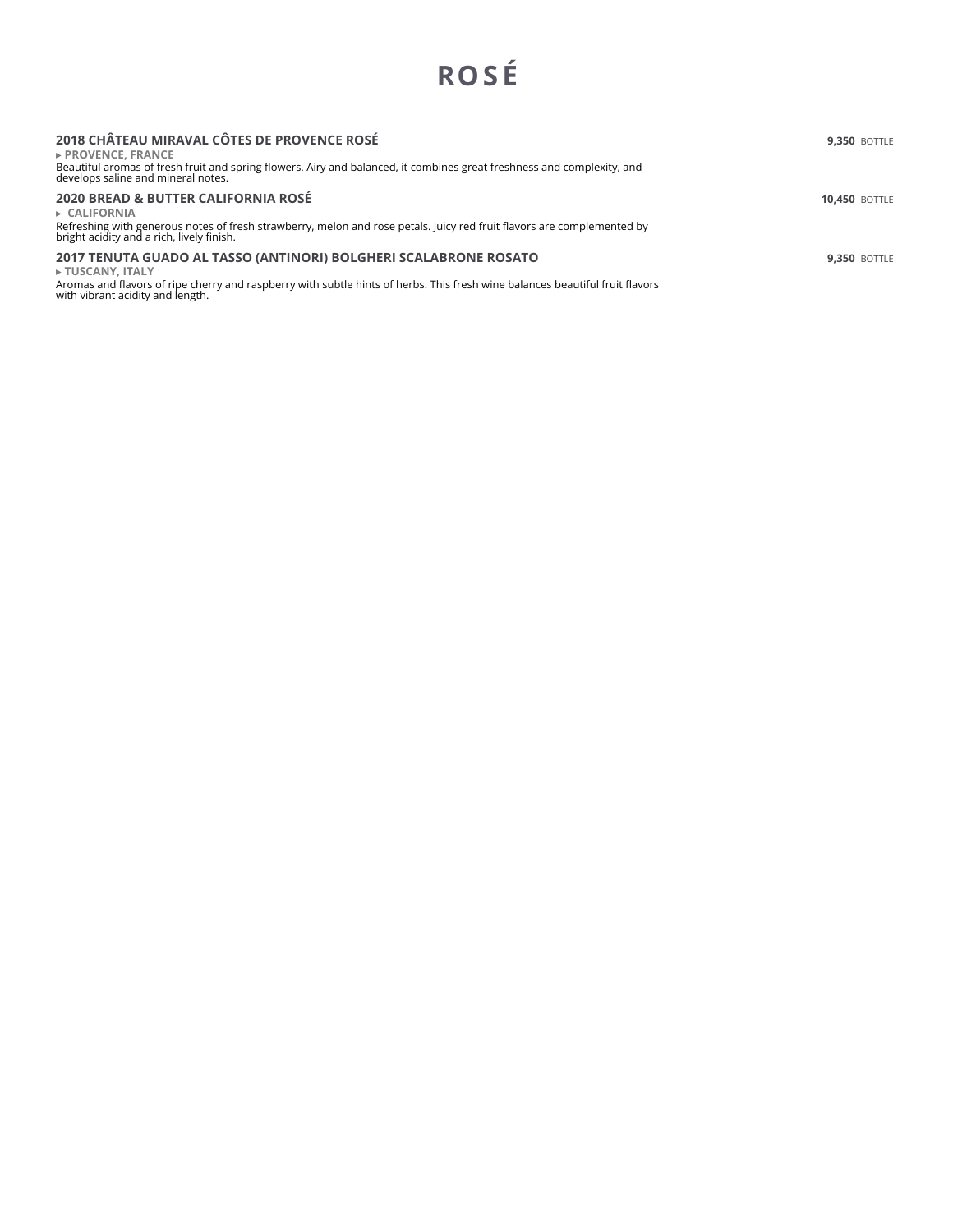# ROSÉ

**2018 CHÂTEAU MIRAVAL CÔTES DE PROVENCE ROSÉ** — **9,350** BOTTLE
▸ **PROVENCE, FRANCE**
Beautiful aromas of fresh fruit and spring flowers. Airy and balanced, it combines great freshness and complexity, and develops saline and mineral notes.

**2020 BREAD & BUTTER CALIFORNIA ROSÉ** — **10,450** BOTTLE
▸ **CALIFORNIA**
Refreshing with generous notes of fresh strawberry, melon and rose petals. Juicy red fruit flavors are complemented by bright acidity and a rich, lively finish.

**2017 TENUTA GUADO AL TASSO (ANTINORI) BOLGHERI SCALABRONE ROSATO** — **9,350** BOTTLE
▸ **TUSCANY, ITALY**
Aromas and flavors of ripe cherry and raspberry with subtle hints of herbs. This fresh wine balances beautiful fruit flavors with vibrant acidity and length.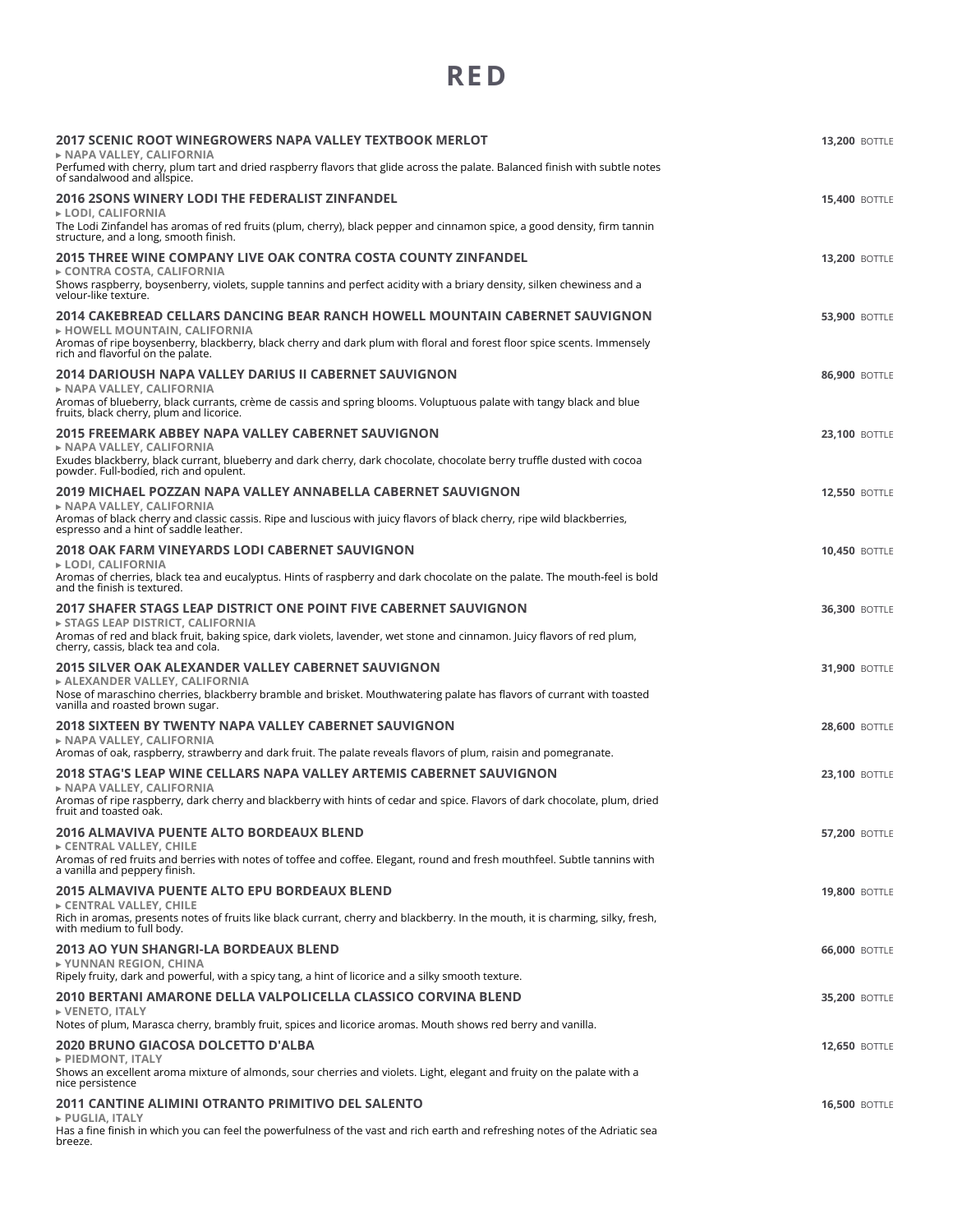# RED

### 2017 SCENIC ROOT WINEGROWERS NAPA VALLEY TEXTBOOK MERLOT
**13,200** BOTTLE

▸ **NAPA VALLEY, CALIFORNIA**

Perfumed with cherry, plum tart and dried raspberry flavors that glide across the palate. Balanced finish with subtle notes of sandalwood and allspice.

### 2016 2SONS WINERY LODI THE FEDERALIST ZINFANDEL
**15,400** BOTTLE

▸ **LODI, CALIFORNIA**

The Lodi Zinfandel has aromas of red fruits (plum, cherry), black pepper and cinnamon spice, a good density, firm tannin structure, and a long, smooth finish.

### 2015 THREE WINE COMPANY LIVE OAK CONTRA COSTA COUNTY ZINFANDEL
**13,200** BOTTLE

▸ **CONTRA COSTA, CALIFORNIA**

Shows raspberry, boysenberry, violets, supple tannins and perfect acidity with a briary density, silken chewiness and a velour-like texture.

### 2014 CAKEBREAD CELLARS DANCING BEAR RANCH HOWELL MOUNTAIN CABERNET SAUVIGNON
**53,900** BOTTLE

▸ **HOWELL MOUNTAIN, CALIFORNIA**

Aromas of ripe boysenberry, blackberry, black cherry and dark plum with floral and forest floor spice scents. Immensely rich and flavorful on the palate.

### 2014 DARIOUSH NAPA VALLEY DARIUS II CABERNET SAUVIGNON
**86,900** BOTTLE

▸ **NAPA VALLEY, CALIFORNIA**

Aromas of blueberry, black currants, crème de cassis and spring blooms. Voluptuous palate with tangy black and blue fruits, black cherry, plum and licorice.

### 2015 FREEMARK ABBEY NAPA VALLEY CABERNET SAUVIGNON
**23,100** BOTTLE

▸ **NAPA VALLEY, CALIFORNIA**

Exudes blackberry, black currant, blueberry and dark cherry, dark chocolate, chocolate berry truffle dusted with cocoa powder. Full-bodied, rich and opulent.

### 2019 MICHAEL POZZAN NAPA VALLEY ANNABELLA CABERNET SAUVIGNON
**12,550** BOTTLE

▸ **NAPA VALLEY, CALIFORNIA**

Aromas of black cherry and classic cassis. Ripe and luscious with juicy flavors of black cherry, ripe wild blackberries, espresso and a hint of saddle leather.

### 2018 OAK FARM VINEYARDS LODI CABERNET SAUVIGNON
**10,450** BOTTLE

▸ **LODI, CALIFORNIA**

Aromas of cherries, black tea and eucalyptus. Hints of raspberry and dark chocolate on the palate. The mouth-feel is bold and the finish is textured.

### 2017 SHAFER STAGS LEAP DISTRICT ONE POINT FIVE CABERNET SAUVIGNON
**36,300** BOTTLE

▸ **STAGS LEAP DISTRICT, CALIFORNIA**

Aromas of red and black fruit, baking spice, dark violets, lavender, wet stone and cinnamon. Juicy flavors of red plum, cherry, cassis, black tea and cola.

### 2015 SILVER OAK ALEXANDER VALLEY CABERNET SAUVIGNON
**31,900** BOTTLE

▸ **ALEXANDER VALLEY, CALIFORNIA**

Nose of maraschino cherries, blackberry bramble and brisket. Mouthwatering palate has flavors of currant with toasted vanilla and roasted brown sugar.

### 2018 SIXTEEN BY TWENTY NAPA VALLEY CABERNET SAUVIGNON
**28,600** BOTTLE

▸ **NAPA VALLEY, CALIFORNIA**

Aromas of oak, raspberry, strawberry and dark fruit. The palate reveals flavors of plum, raisin and pomegranate.

### 2018 STAG'S LEAP WINE CELLARS NAPA VALLEY ARTEMIS CABERNET SAUVIGNON
**23,100** BOTTLE

▸ **NAPA VALLEY, CALIFORNIA**

Aromas of ripe raspberry, dark cherry and blackberry with hints of cedar and spice. Flavors of dark chocolate, plum, dried fruit and toasted oak.

### 2016 ALMAVIVA PUENTE ALTO BORDEAUX BLEND
**57,200** BOTTLE

▸ **CENTRAL VALLEY, CHILE**

Aromas of red fruits and berries with notes of toffee and coffee. Elegant, round and fresh mouthfeel. Subtle tannins with a vanilla and peppery finish.

### 2015 ALMAVIVA PUENTE ALTO EPU BORDEAUX BLEND
**19,800** BOTTLE

▸ **CENTRAL VALLEY, CHILE**

Rich in aromas, presents notes of fruits like black currant, cherry and blackberry. In the mouth, it is charming, silky, fresh, with medium to full body.

### 2013 AO YUN SHANGRI-LA BORDEAUX BLEND
**66,000** BOTTLE

▸ **YUNNAN REGION, CHINA**

Ripely fruity, dark and powerful, with a spicy tang, a hint of licorice and a silky smooth texture.

### 2010 BERTANI AMARONE DELLA VALPOLICELLA CLASSICO CORVINA BLEND
**35,200** BOTTLE

▸ **VENETO, ITALY**

Notes of plum, Marasca cherry, brambly fruit, spices and licorice aromas. Mouth shows red berry and vanilla.

### 2020 BRUNO GIACOSA DOLCETTO D'ALBA
**12,650** BOTTLE

▸ **PIEDMONT, ITALY**

Shows an excellent aroma mixture of almonds, sour cherries and violets. Light, elegant and fruity on the palate with a nice persistence

### 2011 CANTINE ALIMINI OTRANTO PRIMITIVO DEL SALENTO
**16,500** BOTTLE

▸ **PUGLIA, ITALY**

Has a fine finish in which you can feel the powerfulness of the vast and rich earth and refreshing notes of the Adriatic sea breeze.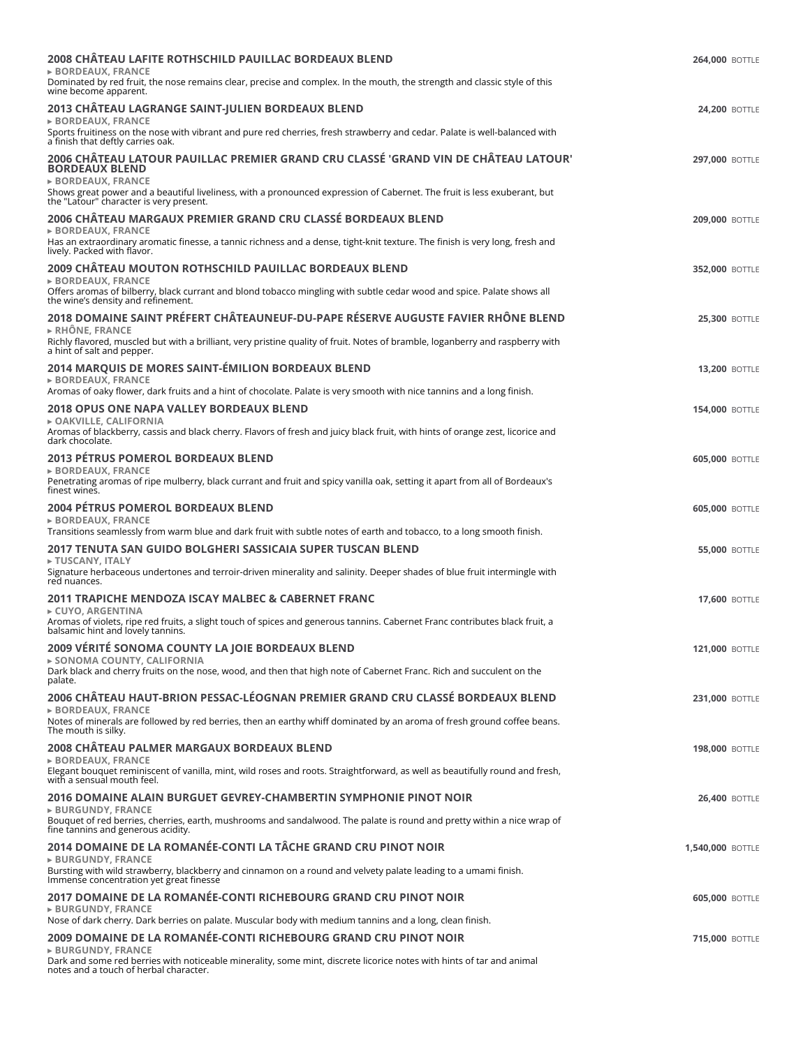**2008 CHÂTEAU LAFITE ROTHSCHILD PAUILLAC BORDEAUX BLEND** — **264,000** BOTTLE
▸ **BORDEAUX, FRANCE**
Dominated by red fruit, the nose remains clear, precise and complex. In the mouth, the strength and classic style of this wine become apparent.

**2013 CHÂTEAU LAGRANGE SAINT-JULIEN BORDEAUX BLEND** — **24,200** BOTTLE
▸ **BORDEAUX, FRANCE**
Sports fruitiness on the nose with vibrant and pure red cherries, fresh strawberry and cedar. Palate is well-balanced with a finish that deftly carries oak.

**2006 CHÂTEAU LATOUR PAUILLAC PREMIER GRAND CRU CLASSÉ 'GRAND VIN DE CHÂTEAU LATOUR' BORDEAUX BLEND** — **297,000** BOTTLE
▸ **BORDEAUX, FRANCE**
Shows great power and a beautiful liveliness, with a pronounced expression of Cabernet. The fruit is less exuberant, but the "Latour" character is very present.

**2006 CHÂTEAU MARGAUX PREMIER GRAND CRU CLASSÉ BORDEAUX BLEND** — **209,000** BOTTLE
▸ **BORDEAUX, FRANCE**
Has an extraordinary aromatic finesse, a tannic richness and a dense, tight-knit texture. The finish is very long, fresh and lively. Packed with flavor.

**2009 CHÂTEAU MOUTON ROTHSCHILD PAUILLAC BORDEAUX BLEND** — **352,000** BOTTLE
▸ **BORDEAUX, FRANCE**
Offers aromas of bilberry, black currant and blond tobacco mingling with subtle cedar wood and spice. Palate shows all the wine's density and refinement.

**2018 DOMAINE SAINT PRÉFERT CHÂTEAUNEUF-DU-PAPE RÉSERVE AUGUSTE FAVIER RHÔNE BLEND** — **25,300** BOTTLE
▸ **RHÔNE, FRANCE**
Richly flavored, muscled but with a brilliant, very pristine quality of fruit. Notes of bramble, loganberry and raspberry with a hint of salt and pepper.

**2014 MARQUIS DE MORES SAINT-ÉMILION BORDEAUX BLEND** — **13,200** BOTTLE
▸ **BORDEAUX, FRANCE**
Aromas of oaky flower, dark fruits and a hint of chocolate. Palate is very smooth with nice tannins and a long finish.

**2018 OPUS ONE NAPA VALLEY BORDEAUX BLEND** — **154,000** BOTTLE
▸ **OAKVILLE, CALIFORNIA**
Aromas of blackberry, cassis and black cherry. Flavors of fresh and juicy black fruit, with hints of orange zest, licorice and dark chocolate.

**2013 PÉTRUS POMEROL BORDEAUX BLEND** — **605,000** BOTTLE
▸ **BORDEAUX, FRANCE**
Penetrating aromas of ripe mulberry, black currant and fruit and spicy vanilla oak, setting it apart from all of Bordeaux's finest wines.

**2004 PÉTRUS POMEROL BORDEAUX BLEND** — **605,000** BOTTLE
▸ **BORDEAUX, FRANCE**
Transitions seamlessly from warm blue and dark fruit with subtle notes of earth and tobacco, to a long smooth finish.

**2017 TENUTA SAN GUIDO BOLGHERI SASSICAIA SUPER TUSCAN BLEND** — **55,000** BOTTLE
▸ **TUSCANY, ITALY**
Signature herbaceous undertones and terroir-driven minerality and salinity. Deeper shades of blue fruit intermingle with red nuances.

**2011 TRAPICHE MENDOZA ISCAY MALBEC & CABERNET FRANC** — **17,600** BOTTLE
▸ **CUYO, ARGENTINA**
Aromas of violets, ripe red fruits, a slight touch of spices and generous tannins. Cabernet Franc contributes black fruit, a balsamic hint and lovely tannins.

**2009 VÉRITÉ SONOMA COUNTY LA JOIE BORDEAUX BLEND** — **121,000** BOTTLE
▸ **SONOMA COUNTY, CALIFORNIA**
Dark black and cherry fruits on the nose, wood, and then that high note of Cabernet Franc. Rich and succulent on the palate.

**2006 CHÂTEAU HAUT-BRION PESSAC-LÉOGNAN PREMIER GRAND CRU CLASSÉ BORDEAUX BLEND** — **231,000** BOTTLE
▸ **BORDEAUX, FRANCE**
Notes of minerals are followed by red berries, then an earthy whiff dominated by an aroma of fresh ground coffee beans. The mouth is silky.

**2008 CHÂTEAU PALMER MARGAUX BORDEAUX BLEND** — **198,000** BOTTLE
▸ **BORDEAUX, FRANCE**
Elegant bouquet reminiscent of vanilla, mint, wild roses and roots. Straightforward, as well as beautifully round and fresh, with a sensual mouth feel.

**2016 DOMAINE ALAIN BURGUET GEVREY-CHAMBERTIN SYMPHONIE PINOT NOIR** — **26,400** BOTTLE
▸ **BURGUNDY, FRANCE**
Bouquet of red berries, cherries, earth, mushrooms and sandalwood. The palate is round and pretty within a nice wrap of fine tannins and generous acidity.

**2014 DOMAINE DE LA ROMANÉE-CONTI LA TÂCHE GRAND CRU PINOT NOIR** — **1,540,000** BOTTLE
▸ **BURGUNDY, FRANCE**
Bursting with wild strawberry, blackberry and cinnamon on a round and velvety palate leading to a umami finish. Immense concentration yet great finesse

**2017 DOMAINE DE LA ROMANÉE-CONTI RICHEBOURG GRAND CRU PINOT NOIR** — **605,000** BOTTLE
▸ **BURGUNDY, FRANCE**
Nose of dark cherry. Dark berries on palate. Muscular body with medium tannins and a long, clean finish.

**2009 DOMAINE DE LA ROMANÉE-CONTI RICHEBOURG GRAND CRU PINOT NOIR** — **715,000** BOTTLE
▸ **BURGUNDY, FRANCE**
Dark and some red berries with noticeable minerality, some mint, discrete licorice notes with hints of tar and animal notes and a touch of herbal character.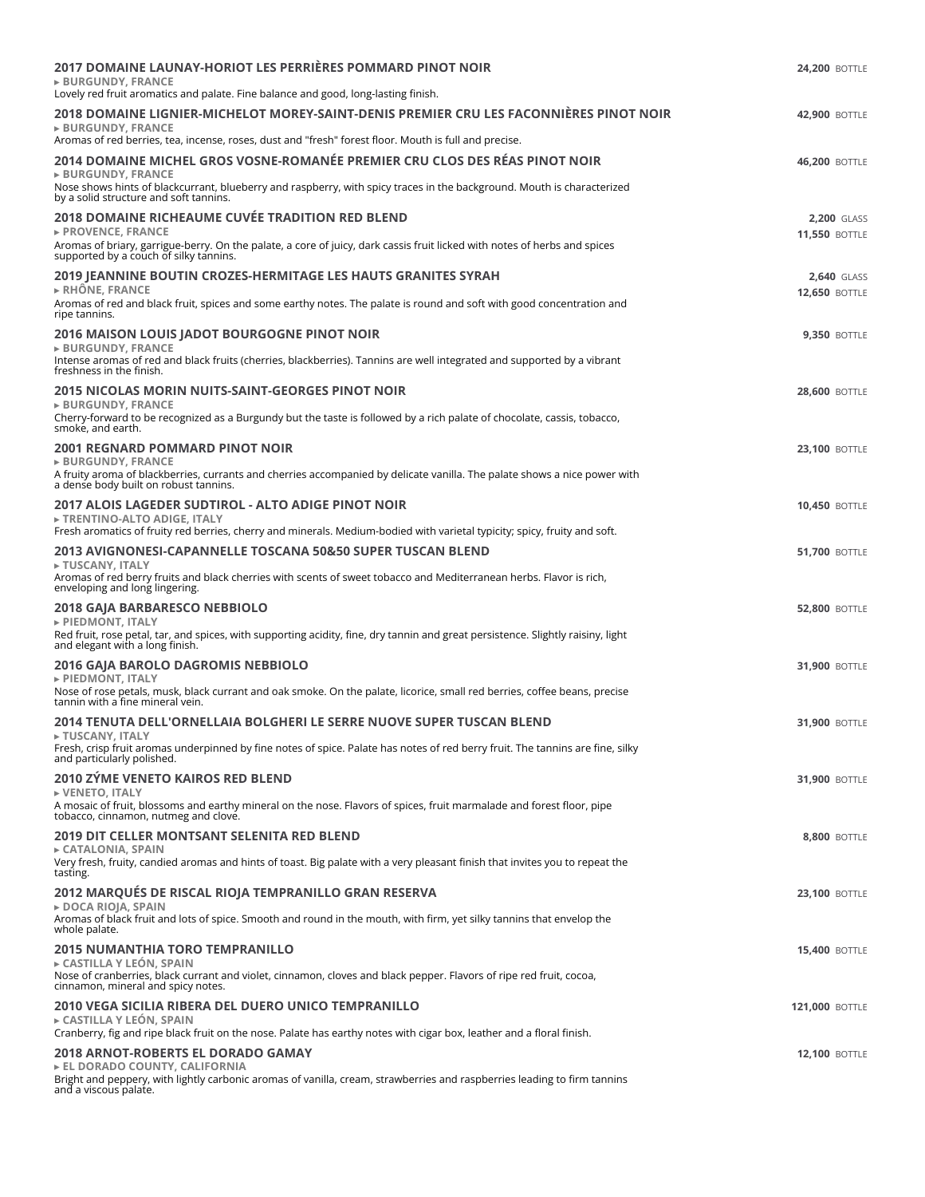**2017 DOMAINE LAUNAY-HORIOT LES PERRIÈRES POMMARD PINOT NOIR** — **24,200** BOTTLE
▸ BURGUNDY, FRANCE
Lovely red fruit aromatics and palate. Fine balance and good, long-lasting finish.

**2018 DOMAINE LIGNIER-MICHELOT MOREY-SAINT-DENIS PREMIER CRU LES FACONNIÈRES PINOT NOIR** — **42,900** BOTTLE
▸ BURGUNDY, FRANCE
Aromas of red berries, tea, incense, roses, dust and "fresh" forest floor. Mouth is full and precise.

**2014 DOMAINE MICHEL GROS VOSNE-ROMANÉE PREMIER CRU CLOS DES RÉAS PINOT NOIR** — **46,200** BOTTLE
▸ BURGUNDY, FRANCE
Nose shows hints of blackcurrant, blueberry and raspberry, with spicy traces in the background. Mouth is characterized by a solid structure and soft tannins.

**2018 DOMAINE RICHEAUME CUVÉE TRADITION RED BLEND** — **2,200** GLASS / **11,550** BOTTLE
▸ PROVENCE, FRANCE
Aromas of briary, garrigue-berry. On the palate, a core of juicy, dark cassis fruit licked with notes of herbs and spices supported by a couch of silky tannins.

**2019 JEANNINE BOUTIN CROZES-HERMITAGE LES HAUTS GRANITES SYRAH** — **2,640** GLASS / **12,650** BOTTLE
▸ RHÔNE, FRANCE
Aromas of red and black fruit, spices and some earthy notes. The palate is round and soft with good concentration and ripe tannins.

**2016 MAISON LOUIS JADOT BOURGOGNE PINOT NOIR** — **9,350** BOTTLE
▸ BURGUNDY, FRANCE
Intense aromas of red and black fruits (cherries, blackberries). Tannins are well integrated and supported by a vibrant freshness in the finish.

**2015 NICOLAS MORIN NUITS-SAINT-GEORGES PINOT NOIR** — **28,600** BOTTLE
▸ BURGUNDY, FRANCE
Cherry-forward to be recognized as a Burgundy but the taste is followed by a rich palate of chocolate, cassis, tobacco, smoke, and earth.

**2001 REGNARD POMMARD PINOT NOIR** — **23,100** BOTTLE
▸ BURGUNDY, FRANCE
A fruity aroma of blackberries, currants and cherries accompanied by delicate vanilla. The palate shows a nice power with a dense body built on robust tannins.

**2017 ALOIS LAGEDER SUDTIROL - ALTO ADIGE PINOT NOIR** — **10,450** BOTTLE
▸ TRENTINO-ALTO ADIGE, ITALY
Fresh aromatics of fruity red berries, cherry and minerals. Medium-bodied with varietal typicity; spicy, fruity and soft.

**2013 AVIGNONESI-CAPANNELLE TOSCANA 50&50 SUPER TUSCAN BLEND** — **51,700** BOTTLE
▸ TUSCANY, ITALY
Aromas of red berry fruits and black cherries with scents of sweet tobacco and Mediterranean herbs. Flavor is rich, enveloping and long lingering.

**2018 GAJA BARBARESCO NEBBIOLO** — **52,800** BOTTLE
▸ PIEDMONT, ITALY
Red fruit, rose petal, tar, and spices, with supporting acidity, fine, dry tannin and great persistence. Slightly raisiny, light and elegant with a long finish.

**2016 GAJA BAROLO DAGROMIS NEBBIOLO** — **31,900** BOTTLE
▸ PIEDMONT, ITALY
Nose of rose petals, musk, black currant and oak smoke. On the palate, licorice, small red berries, coffee beans, precise tannin with a fine mineral vein.

**2014 TENUTA DELL'ORNELLAIA BOLGHERI LE SERRE NUOVE SUPER TUSCAN BLEND** — **31,900** BOTTLE
▸ TUSCANY, ITALY
Fresh, crisp fruit aromas underpinned by fine notes of spice. Palate has notes of red berry fruit. The tannins are fine, silky and particularly polished.

**2010 ZÝME VENETO KAIROS RED BLEND** — **31,900** BOTTLE
▸ VENETO, ITALY
A mosaic of fruit, blossoms and earthy mineral on the nose. Flavors of spices, fruit marmalade and forest floor, pipe tobacco, cinnamon, nutmeg and clove.

**2019 DIT CELLER MONTSANT SELENITA RED BLEND** — **8,800** BOTTLE
▸ CATALONIA, SPAIN
Very fresh, fruity, candied aromas and hints of toast. Big palate with a very pleasant finish that invites you to repeat the tasting.

**2012 MARQUÉS DE RISCAL RIOJA TEMPRANILLO GRAN RESERVA** — **23,100** BOTTLE
▸ DOCA RIOJA, SPAIN
Aromas of black fruit and lots of spice. Smooth and round in the mouth, with firm, yet silky tannins that envelop the whole palate.

**2015 NUMANTHIA TORO TEMPRANILLO** — **15,400** BOTTLE
▸ CASTILLA Y LEÓN, SPAIN
Nose of cranberries, black currant and violet, cinnamon, cloves and black pepper. Flavors of ripe red fruit, cocoa, cinnamon, mineral and spicy notes.

**2010 VEGA SICILIA RIBERA DEL DUERO UNICO TEMPRANILLO** — **121,000** BOTTLE
▸ CASTILLA Y LEÓN, SPAIN
Cranberry, fig and ripe black fruit on the nose. Palate has earthy notes with cigar box, leather and a floral finish.

**2018 ARNOT-ROBERTS EL DORADO GAMAY** — **12,100** BOTTLE
▸ EL DORADO COUNTY, CALIFORNIA
Bright and peppery, with lightly carbonic aromas of vanilla, cream, strawberries and raspberries leading to firm tannins and a viscous palate.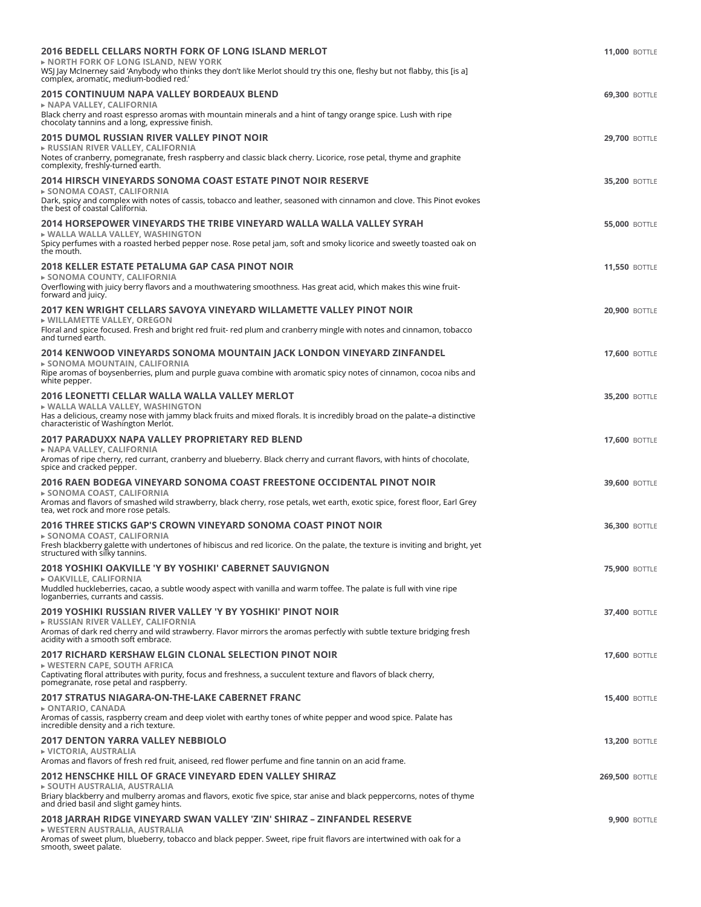**2016 BEDELL CELLARS NORTH FORK OF LONG ISLAND MERLOT** — **11,000** BOTTLE
▸ **NORTH FORK OF LONG ISLAND, NEW YORK**
WSJ Jay McInerney said 'Anybody who thinks they don't like Merlot should try this one, fleshy but not flabby, this [is a] complex, aromatic, medium-bodied red.'

**2015 CONTINUUM NAPA VALLEY BORDEAUX BLEND** — **69,300** BOTTLE
▸ **NAPA VALLEY, CALIFORNIA**
Black cherry and roast espresso aromas with mountain minerals and a hint of tangy orange spice. Lush with ripe chocolaty tannins and a long, expressive finish.

**2015 DUMOL RUSSIAN RIVER VALLEY PINOT NOIR** — **29,700** BOTTLE
▸ **RUSSIAN RIVER VALLEY, CALIFORNIA**
Notes of cranberry, pomegranate, fresh raspberry and classic black cherry. Licorice, rose petal, thyme and graphite complexity, freshly-turned earth.

**2014 HIRSCH VINEYARDS SONOMA COAST ESTATE PINOT NOIR RESERVE** — **35,200** BOTTLE
▸ **SONOMA COAST, CALIFORNIA**
Dark, spicy and complex with notes of cassis, tobacco and leather, seasoned with cinnamon and clove. This Pinot evokes the best of coastal California.

**2014 HORSEPOWER VINEYARDS THE TRIBE VINEYARD WALLA WALLA VALLEY SYRAH** — **55,000** BOTTLE
▸ **WALLA WALLA VALLEY, WASHINGTON**
Spicy perfumes with a roasted herbed pepper nose. Rose petal jam, soft and smoky licorice and sweetly toasted oak on the mouth.

**2018 KELLER ESTATE PETALUMA GAP CASA PINOT NOIR** — **11,550** BOTTLE
▸ **SONOMA COUNTY, CALIFORNIA**
Overflowing with juicy berry flavors and a mouthwatering smoothness. Has great acid, which makes this wine fruit-forward and juicy.

**2017 KEN WRIGHT CELLARS SAVOYA VINEYARD WILLAMETTE VALLEY PINOT NOIR** — **20,900** BOTTLE
▸ **WILLAMETTE VALLEY, OREGON**
Floral and spice focused. Fresh and bright red fruit- red plum and cranberry mingle with notes and cinnamon, tobacco and turned earth.

**2014 KENWOOD VINEYARDS SONOMA MOUNTAIN JACK LONDON VINEYARD ZINFANDEL** — **17,600** BOTTLE
▸ **SONOMA MOUNTAIN, CALIFORNIA**
Ripe aromas of boysenberries, plum and purple guava combine with aromatic spicy notes of cinnamon, cocoa nibs and white pepper.

**2016 LEONETTI CELLAR WALLA WALLA VALLEY MERLOT** — **35,200** BOTTLE
▸ **WALLA WALLA VALLEY, WASHINGTON**
Has a delicious, creamy nose with jammy black fruits and mixed florals. It is incredibly broad on the palate–a distinctive characteristic of Washington Merlot.

**2017 PARADUXX NAPA VALLEY PROPRIETARY RED BLEND** — **17,600** BOTTLE
▸ **NAPA VALLEY, CALIFORNIA**
Aromas of ripe cherry, red currant, cranberry and blueberry. Black cherry and currant flavors, with hints of chocolate, spice and cracked pepper.

**2016 RAEN BODEGA VINEYARD SONOMA COAST FREESTONE OCCIDENTAL PINOT NOIR** — **39,600** BOTTLE
▸ **SONOMA COAST, CALIFORNIA**
Aromas and flavors of smashed wild strawberry, black cherry, rose petals, wet earth, exotic spice, forest floor, Earl Grey tea, wet rock and more rose petals.

**2016 THREE STICKS GAP'S CROWN VINEYARD SONOMA COAST PINOT NOIR** — **36,300** BOTTLE
▸ **SONOMA COAST, CALIFORNIA**
Fresh blackberry galette with undertones of hibiscus and red licorice. On the palate, the texture is inviting and bright, yet structured with silky tannins.

**2018 YOSHIKI OAKVILLE 'Y BY YOSHIKI' CABERNET SAUVIGNON** — **75,900** BOTTLE
▸ **OAKVILLE, CALIFORNIA**
Muddled huckleberries, cacao, a subtle woody aspect with vanilla and warm toffee. The palate is full with vine ripe loganberries, currants and cassis.

**2019 YOSHIKI RUSSIAN RIVER VALLEY 'Y BY YOSHIKI' PINOT NOIR** — **37,400** BOTTLE
▸ **RUSSIAN RIVER VALLEY, CALIFORNIA**
Aromas of dark red cherry and wild strawberry. Flavor mirrors the aromas perfectly with subtle texture bridging fresh acidity with a smooth soft embrace.

**2017 RICHARD KERSHAW ELGIN CLONAL SELECTION PINOT NOIR** — **17,600** BOTTLE
▸ **WESTERN CAPE, SOUTH AFRICA**
Captivating floral attributes with purity, focus and freshness, a succulent texture and flavors of black cherry, pomegranate, rose petal and raspberry.

**2017 STRATUS NIAGARA-ON-THE-LAKE CABERNET FRANC** — **15,400** BOTTLE
▸ **ONTARIO, CANADA**
Aromas of cassis, raspberry cream and deep violet with earthy tones of white pepper and wood spice. Palate has incredible density and a rich texture.

**2017 DENTON YARRA VALLEY NEBBIOLO** — **13,200** BOTTLE
▸ **VICTORIA, AUSTRALIA**
Aromas and flavors of fresh red fruit, aniseed, red flower perfume and fine tannin on an acid frame.

**2012 HENSCHKE HILL OF GRACE VINEYARD EDEN VALLEY SHIRAZ** — **269,500** BOTTLE
▸ **SOUTH AUSTRALIA, AUSTRALIA**
Briary blackberry and mulberry aromas and flavors, exotic five spice, star anise and black peppercorns, notes of thyme and dried basil and slight gamey hints.

**2018 JARRAH RIDGE VINEYARD SWAN VALLEY 'ZIN' SHIRAZ – ZINFANDEL RESERVE** — **9,900** BOTTLE
▸ **WESTERN AUSTRALIA, AUSTRALIA**
Aromas of sweet plum, blueberry, tobacco and black pepper. Sweet, ripe fruit flavors are intertwined with oak for a smooth, sweet palate.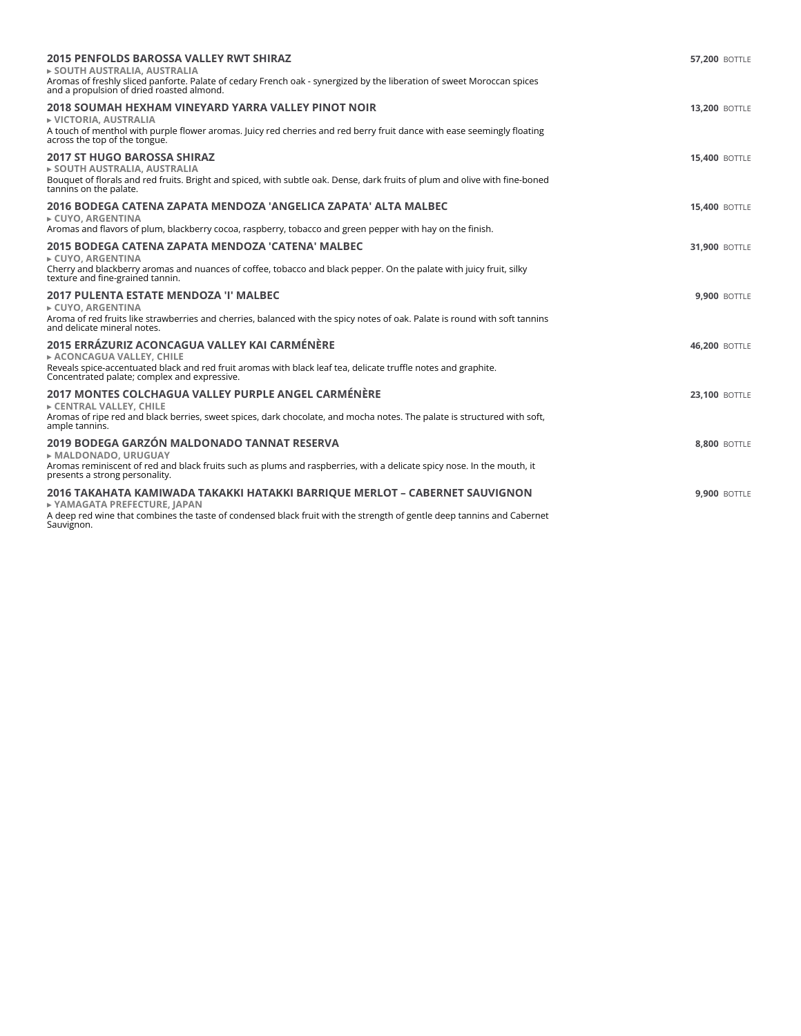### 2015 PENFOLDS BAROSSA VALLEY RWT SHIRAZ

**57,200** BOTTLE

▸ SOUTH AUSTRALIA, AUSTRALIA

Aromas of freshly sliced panforte. Palate of cedary French oak - synergized by the liberation of sweet Moroccan spices and a propulsion of dried roasted almond.

### 2018 SOUMAH HEXHAM VINEYARD YARRA VALLEY PINOT NOIR

**13,200** BOTTLE

▸ VICTORIA, AUSTRALIA

A touch of menthol with purple flower aromas. Juicy red cherries and red berry fruit dance with ease seemingly floating across the top of the tongue.

### 2017 ST HUGO BAROSSA SHIRAZ

**15,400** BOTTLE

▸ SOUTH AUSTRALIA, AUSTRALIA

Bouquet of florals and red fruits. Bright and spiced, with subtle oak. Dense, dark fruits of plum and olive with fine-boned tannins on the palate.

### 2016 BODEGA CATENA ZAPATA MENDOZA 'ANGELICA ZAPATA' ALTA MALBEC

**15,400** BOTTLE

▸ CUYO, ARGENTINA

Aromas and flavors of plum, blackberry cocoa, raspberry, tobacco and green pepper with hay on the finish.

### 2015 BODEGA CATENA ZAPATA MENDOZA 'CATENA' MALBEC

**31,900** BOTTLE

▸ CUYO, ARGENTINA

Cherry and blackberry aromas and nuances of coffee, tobacco and black pepper. On the palate with juicy fruit, silky texture and fine-grained tannin.

### 2017 PULENTA ESTATE MENDOZA 'I' MALBEC

**9,900** BOTTLE

▸ CUYO, ARGENTINA

Aroma of red fruits like strawberries and cherries, balanced with the spicy notes of oak. Palate is round with soft tannins and delicate mineral notes.

### 2015 ERRÁZURIZ ACONCAGUA VALLEY KAI CARMÉNÈRE

**46,200** BOTTLE

▸ ACONCAGUA VALLEY, CHILE

Reveals spice-accentuated black and red fruit aromas with black leaf tea, delicate truffle notes and graphite. Concentrated palate; complex and expressive.

### 2017 MONTES COLCHAGUA VALLEY PURPLE ANGEL CARMÉNÈRE

**23,100** BOTTLE

▸ CENTRAL VALLEY, CHILE

Aromas of ripe red and black berries, sweet spices, dark chocolate, and mocha notes. The palate is structured with soft, ample tannins.

### 2019 BODEGA GARZÓN MALDONADO TANNAT RESERVA

**8,800** BOTTLE

▸ MALDONADO, URUGUAY

Aromas reminiscent of red and black fruits such as plums and raspberries, with a delicate spicy nose. In the mouth, it presents a strong personality.

### 2016 TAKAHATA KAMIWADA TAKAKKI HATAKKI BARRIQUE MERLOT – CABERNET SAUVIGNON

**9,900** BOTTLE

▸ YAMAGATA PREFECTURE, JAPAN

A deep red wine that combines the taste of condensed black fruit with the strength of gentle deep tannins and Cabernet Sauvignon.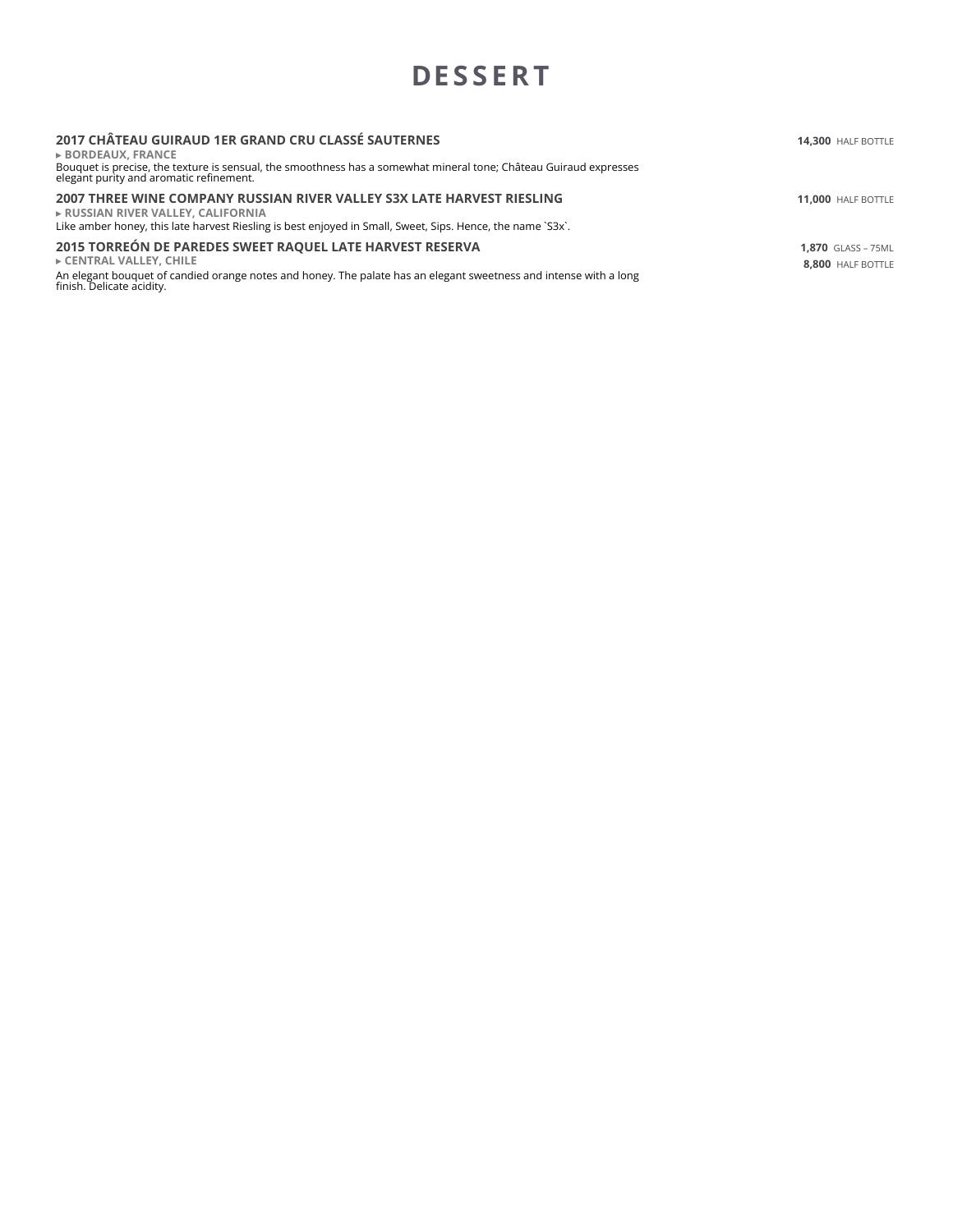# DESSERT

**2017 CHÂTEAU GUIRAUD 1ER GRAND CRU CLASSÉ SAUTERNES** — **14,300** HALF BOTTLE

▸ **BORDEAUX, FRANCE**

Bouquet is precise, the texture is sensual, the smoothness has a somewhat mineral tone; Château Guiraud expresses elegant purity and aromatic refinement.

**2007 THREE WINE COMPANY RUSSIAN RIVER VALLEY S3X LATE HARVEST RIESLING** — **11,000** HALF BOTTLE

▸ **RUSSIAN RIVER VALLEY, CALIFORNIA**

Like amber honey, this late harvest Riesling is best enjoyed in Small, Sweet, Sips. Hence, the name `S3x`.

**2015 TORREÓN DE PAREDES SWEET RAQUEL LATE HARVEST RESERVA** — **1,870** GLASS – 75ML / **8,800** HALF BOTTLE

▸ **CENTRAL VALLEY, CHILE**

An elegant bouquet of candied orange notes and honey. The palate has an elegant sweetness and intense with a long finish. Delicate acidity.